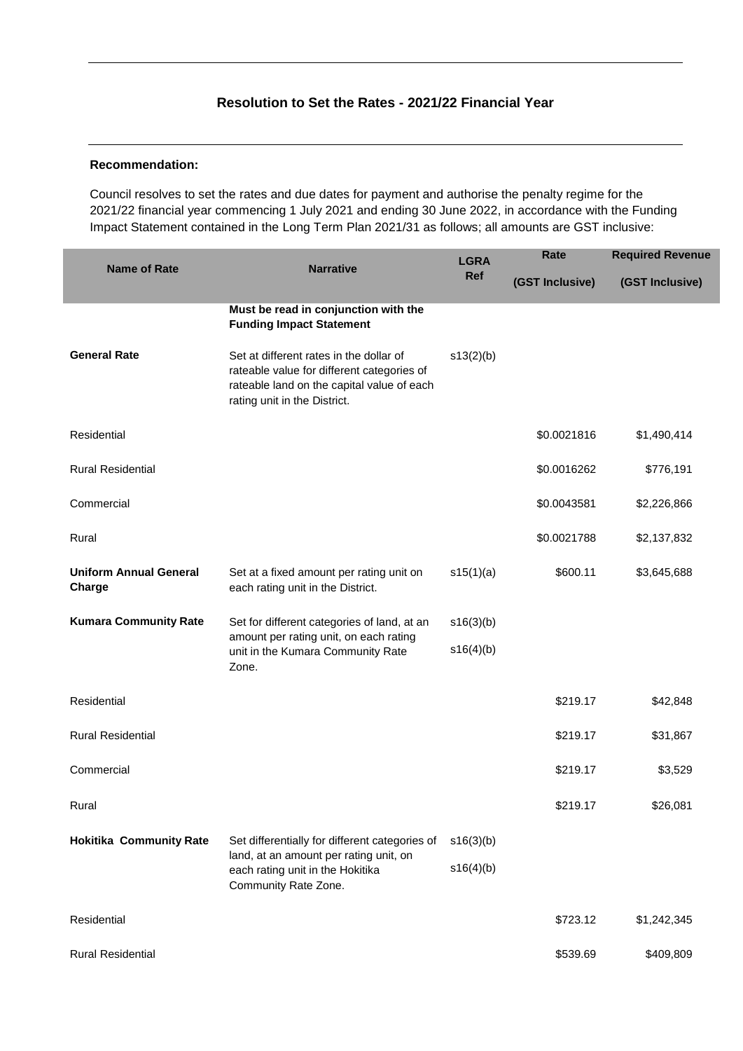## Resolution to Set the Rates - 2021/22 Financial Year

**Recommendation:**

Council resolves to set the rates and due dates for payment and authorise the penalty regime for the 2021/22 financial year commencing 1 July 2021 and ending 30 June 2022, in accordance with the Funding Impact Statement contained in the Long Term Plan 2021/31 as follows; all amounts are GST inclusive:

| Name of Rate | Narrative | LGRA Ref | Rate (GST Inclusive) | Required Revenue (GST Inclusive) |
|---|---|---|---|---|
| | **Must be read in conjunction with the Funding Impact Statement** | | | |
| **General Rate** | Set at different rates in the dollar of rateable value for different categories of rateable land on the capital value of each rating unit in the District. | s13(2)(b) | | |
| Residential | | | \$0.0021816 | \$1,490,414 |
| Rural Residential | | | \$0.0016262 | \$776,191 |
| Commercial | | | \$0.0043581 | \$2,226,866 |
| Rural | | | \$0.0021788 | \$2,137,832 |
| **Uniform Annual General Charge** | Set at a fixed amount per rating unit on each rating unit in the District. | s15(1)(a) | \$600.11 | \$3,645,688 |
| **Kumara Community Rate** | Set for different categories of land, at an amount per rating unit, on each rating unit in the Kumara Community Rate Zone. | s16(3)(b) s16(4)(b) | | |
| Residential | | | \$219.17 | \$42,848 |
| Rural Residential | | | \$219.17 | \$31,867 |
| Commercial | | | \$219.17 | \$3,529 |
| Rural | | | \$219.17 | \$26,081 |
| **Hokitika Community Rate** | Set differentially for different categories of land, at an amount per rating unit, on each rating unit in the Hokitika Community Rate Zone. | s16(3)(b) s16(4)(b) | | |
| Residential | | | \$723.12 | \$1,242,345 |
| Rural Residential | | | \$539.69 | \$409,809 |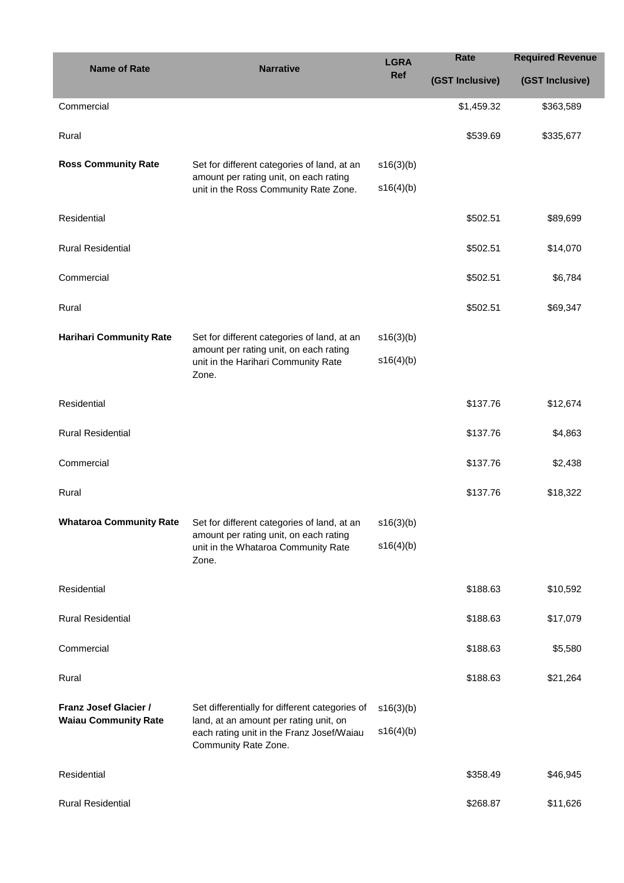| Name of Rate | Narrative | LGRA Ref | Rate (GST Inclusive) | Required Revenue (GST Inclusive) |
|---|---|---|---|---|
| Commercial | | | $1,459.32 | $363,589 |
| Rural | | | $539.69 | $335,677 |
| **Ross Community Rate** | Set for different categories of land, at an amount per rating unit, on each rating unit in the Ross Community Rate Zone. | s16(3)(b) s16(4)(b) | | |
| Residential | | | $502.51 | $89,699 |
| Rural Residential | | | $502.51 | $14,070 |
| Commercial | | | $502.51 | $6,784 |
| Rural | | | $502.51 | $69,347 |
| **Harihari Community Rate** | Set for different categories of land, at an amount per rating unit, on each rating unit in the Harihari Community Rate Zone. | s16(3)(b) s16(4)(b) | | |
| Residential | | | $137.76 | $12,674 |
| Rural Residential | | | $137.76 | $4,863 |
| Commercial | | | $137.76 | $2,438 |
| Rural | | | $137.76 | $18,322 |
| **Whataroa Community Rate** | Set for different categories of land, at an amount per rating unit, on each rating unit in the Whataroa Community Rate Zone. | s16(3)(b) s16(4)(b) | | |
| Residential | | | $188.63 | $10,592 |
| Rural Residential | | | $188.63 | $17,079 |
| Commercial | | | $188.63 | $5,580 |
| Rural | | | $188.63 | $21,264 |
| **Franz Josef Glacier / Waiau Community Rate** | Set differentially for different categories of land, at an amount per rating unit, on each rating unit in the Franz Josef/Waiau Community Rate Zone. | s16(3)(b) s16(4)(b) | | |
| Residential | | | $358.49 | $46,945 |
| Rural Residential | | | $268.87 | $11,626 |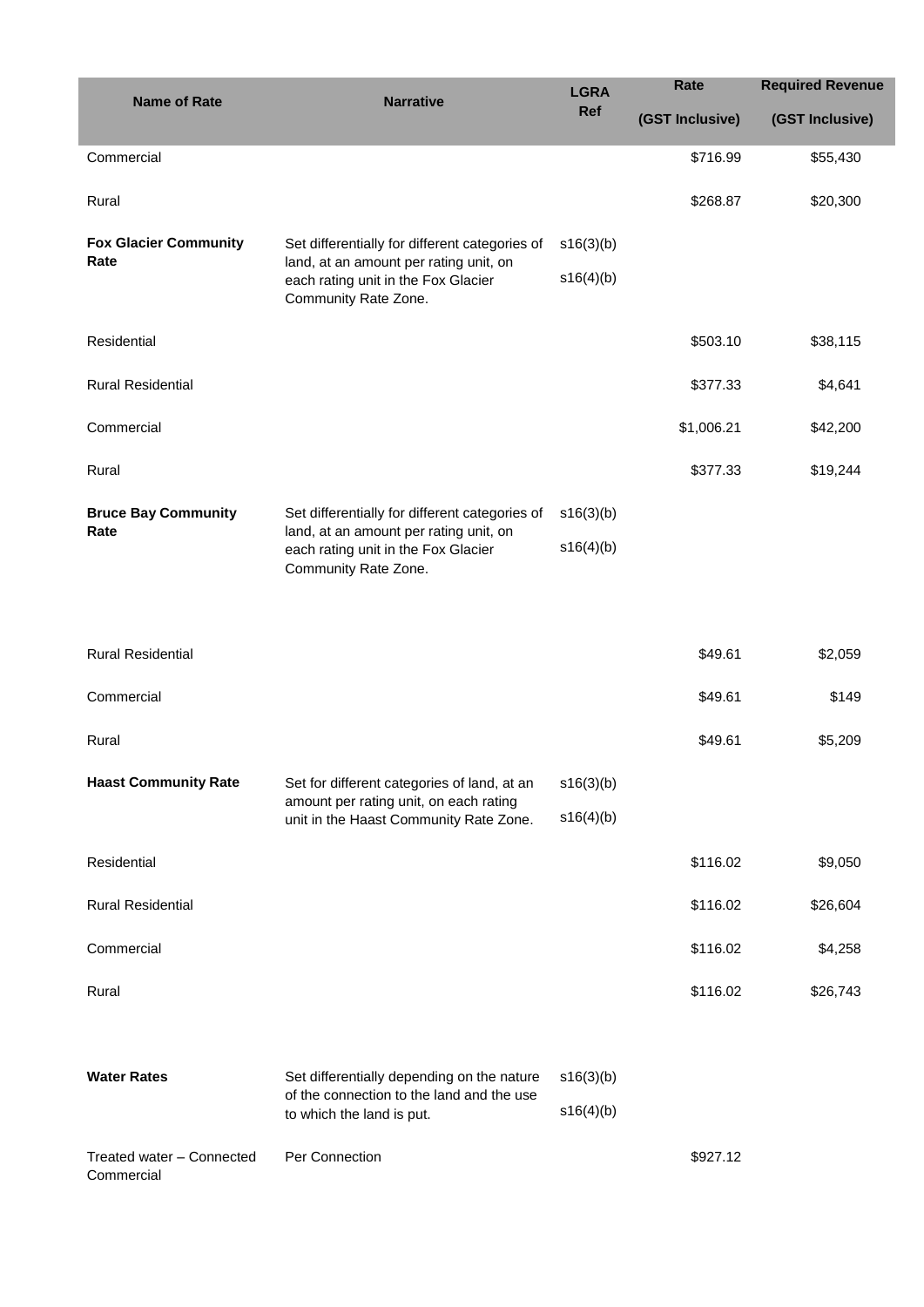| Name of Rate | Narrative | LGRA Ref | Rate (GST Inclusive) | Required Revenue (GST Inclusive) |
|---|---|---|---|---|
| Commercial | | | $716.99 | $55,430 |
| Rural | | | $268.87 | $20,300 |
| **Fox Glacier Community Rate** | Set differentially for different categories of land, at an amount per rating unit, on each rating unit in the Fox Glacier Community Rate Zone. | s16(3)(b) s16(4)(b) | | |
| Residential | | | $503.10 | $38,115 |
| Rural Residential | | | $377.33 | $4,641 |
| Commercial | | | $1,006.21 | $42,200 |
| Rural | | | $377.33 | $19,244 |
| **Bruce Bay Community Rate** | Set differentially for different categories of land, at an amount per rating unit, on each rating unit in the Fox Glacier Community Rate Zone. | s16(3)(b) s16(4)(b) | | |
| Rural Residential | | | $49.61 | $2,059 |
| Commercial | | | $49.61 | $149 |
| Rural | | | $49.61 | $5,209 |
| **Haast Community Rate** | Set for different categories of land, at an amount per rating unit, on each rating unit in the Haast Community Rate Zone. | s16(3)(b) s16(4)(b) | | |
| Residential | | | $116.02 | $9,050 |
| Rural Residential | | | $116.02 | $26,604 |
| Commercial | | | $116.02 | $4,258 |
| Rural | | | $116.02 | $26,743 |
| **Water Rates** | Set differentially depending on the nature of the connection to the land and the use to which the land is put. | s16(3)(b) s16(4)(b) | | |
| Treated water – Connected Commercial | Per Connection | | $927.12 | |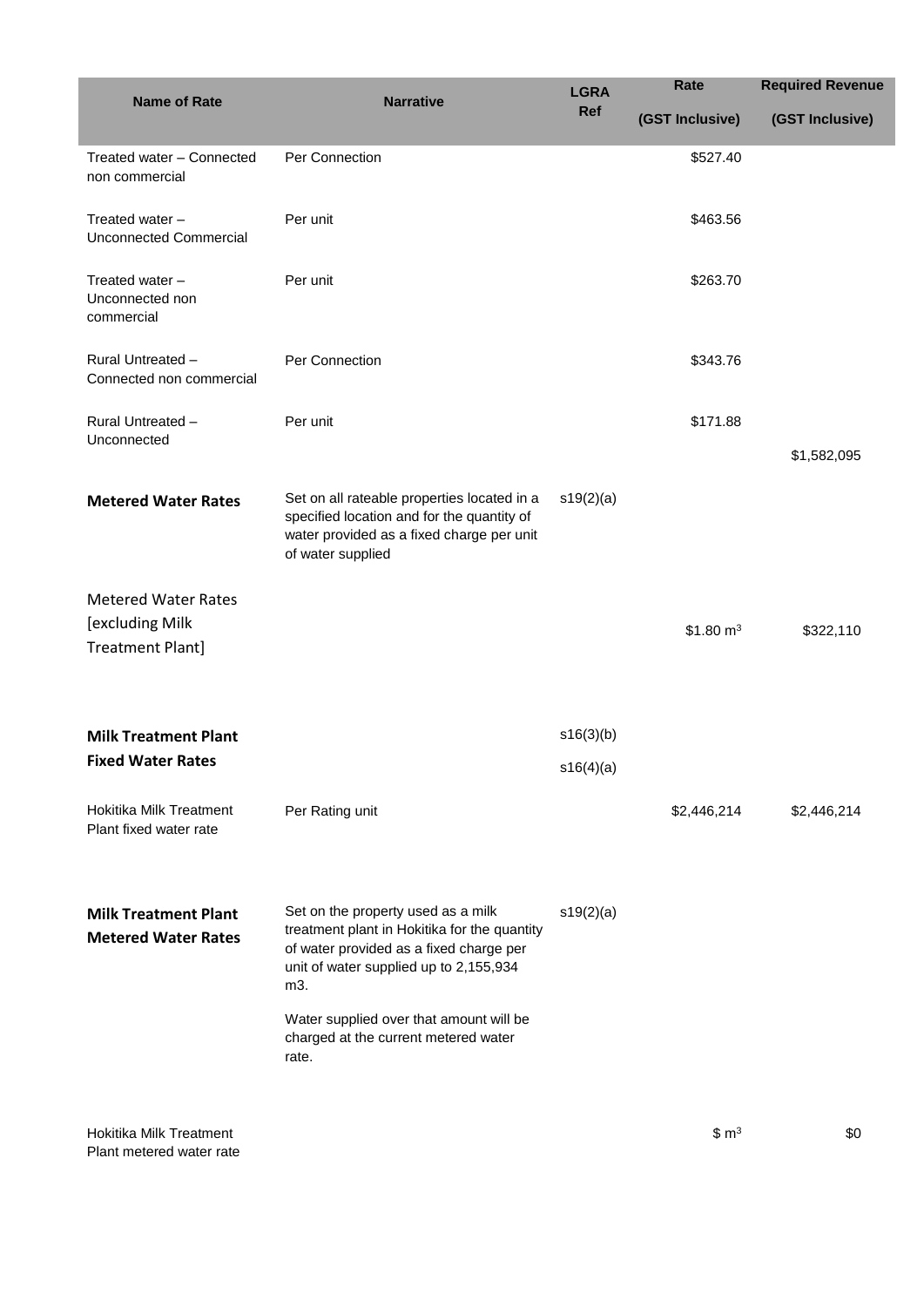| Name of Rate | Narrative | LGRA Ref | Rate (GST Inclusive) | Required Revenue (GST Inclusive) |
|---|---|---|---|---|
| Treated water – Connected non commercial | Per Connection | | \$527.40 | |
| Treated water – Unconnected Commercial | Per unit | | \$463.56 | |
| Treated water – Unconnected non commercial | Per unit | | \$263.70 | |
| Rural Untreated – Connected non commercial | Per Connection | | \$343.76 | |
| Rural Untreated – Unconnected | Per unit | | \$171.88 | \$1,582,095 |
| **Metered Water Rates** | Set on all rateable properties located in a specified location and for the quantity of water provided as a fixed charge per unit of water supplied | s19(2)(a) | | |
| Metered Water Rates [excluding Milk Treatment Plant] | | | \$1.80 $m^3$ | \$322,110 |
| **Milk Treatment Plant Fixed Water Rates** | | s16(3)(b) s16(4)(a) | | |
| Hokitika Milk Treatment Plant fixed water rate | Per Rating unit | | \$2,446,214 | \$2,446,214 |
| **Milk Treatment Plant Metered Water Rates** | Set on the property used as a milk treatment plant in Hokitika for the quantity of water provided as a fixed charge per unit of water supplied up to 2,155,934 m3. Water supplied over that amount will be charged at the current metered water rate. | s19(2)(a) | | |
| Hokitika Milk Treatment Plant metered water rate | | | \$ $m^3$ | \$0 |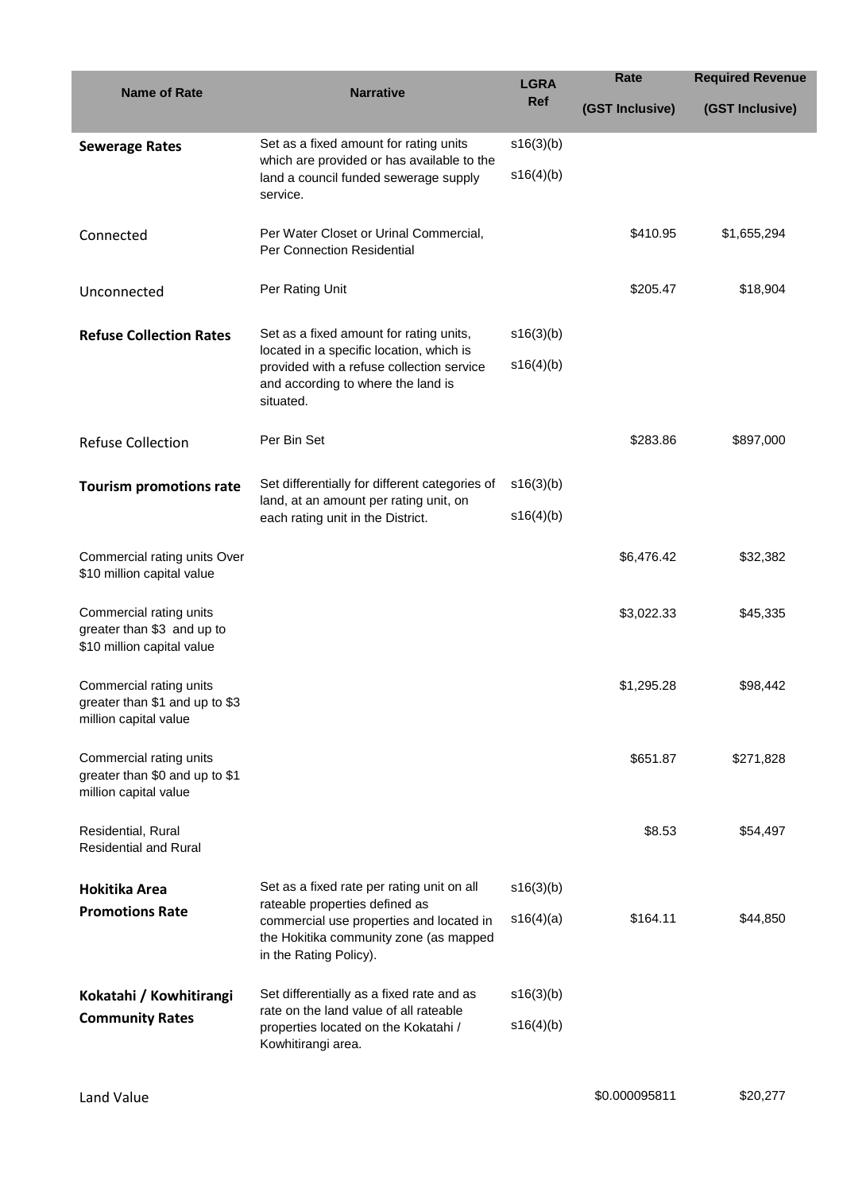| Name of Rate | Narrative | LGRA Ref | Rate (GST Inclusive) | Required Revenue (GST Inclusive) |
|---|---|---|---|---|
| **Sewerage Rates** | Set as a fixed amount for rating units which are provided or has available to the land a council funded sewerage supply service. | s16(3)(b) s16(4)(b) | | |
| Connected | Per Water Closet or Urinal Commercial, Per Connection Residential | | $410.95 | $1,655,294 |
| Unconnected | Per Rating Unit | | $205.47 | $18,904 |
| **Refuse Collection Rates** | Set as a fixed amount for rating units, located in a specific location, which is provided with a refuse collection service and according to where the land is situated. | s16(3)(b) s16(4)(b) | | |
| Refuse Collection | Per Bin Set | | $283.86 | $897,000 |
| **Tourism promotions rate** | Set differentially for different categories of land, at an amount per rating unit, on each rating unit in the District. | s16(3)(b) s16(4)(b) | | |
| Commercial rating units Over $10 million capital value | | | $6,476.42 | $32,382 |
| Commercial rating units greater than $3 and up to $10 million capital value | | | $3,022.33 | $45,335 |
| Commercial rating units greater than $1 and up to $3 million capital value | | | $1,295.28 | $98,442 |
| Commercial rating units greater than $0 and up to $1 million capital value | | | $651.87 | $271,828 |
| Residential, Rural Residential and Rural | | | $8.53 | $54,497 |
| **Hokitika Area Promotions Rate** | Set as a fixed rate per rating unit on all rateable properties defined as commercial use properties and located in the Hokitika community zone (as mapped in the Rating Policy). | s16(3)(b) s16(4)(a) | $164.11 | $44,850 |
| **Kokatahi / Kowhitirangi Community Rates** | Set differentially as a fixed rate and as rate on the land value of all rateable properties located on the Kokatahi / Kowhitirangi area. | s16(3)(b) s16(4)(b) | | |
| Land Value | | | $0.000095811 | $20,277 |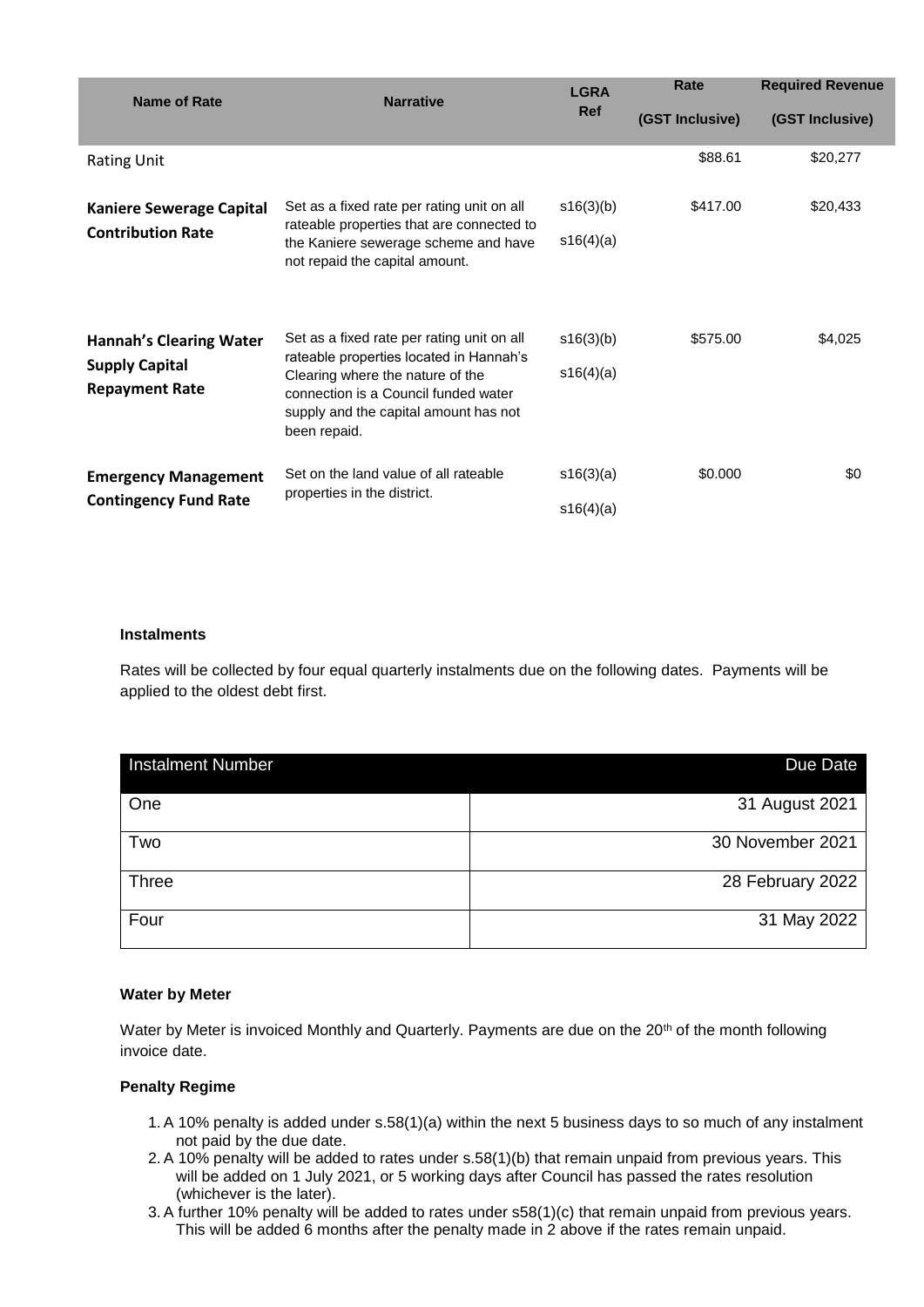| Name of Rate | Narrative | LGRA Ref | Rate (GST Inclusive) | Required Revenue (GST Inclusive) |
|---|---|---|---|---|
| Rating Unit | | | \$88.61 | \$20,277 |
| **Kaniere Sewerage Capital Contribution Rate** | Set as a fixed rate per rating unit on all rateable properties that are connected to the Kaniere sewerage scheme and have not repaid the capital amount. | s16(3)(b) s16(4)(a) | \$417.00 | \$20,433 |
| **Hannah's Clearing Water Supply Capital Repayment Rate** | Set as a fixed rate per rating unit on all rateable properties located in Hannah's Clearing where the nature of the connection is a Council funded water supply and the capital amount has not been repaid. | s16(3)(b) s16(4)(a) | \$575.00 | \$4,025 |
| **Emergency Management Contingency Fund Rate** | Set on the land value of all rateable properties in the district. | s16(3)(a) s16(4)(a) | \$0.000 | \$0 |

### Instalments

Rates will be collected by four equal quarterly instalments due on the following dates. Payments will be applied to the oldest debt first.

| Instalment Number | Due Date |
|---|---|
| One | 31 August 2021 |
| Two | 30 November 2021 |
| Three | 28 February 2022 |
| Four | 31 May 2022 |

### Water by Meter

Water by Meter is invoiced Monthly and Quarterly. Payments are due on the 20th of the month following invoice date.

### Penalty Regime

1. A 10% penalty is added under s.58(1)(a) within the next 5 business days to so much of any instalment not paid by the due date.
2. A 10% penalty will be added to rates under s.58(1)(b) that remain unpaid from previous years. This will be added on 1 July 2021, or 5 working days after Council has passed the rates resolution (whichever is the later).
3. A further 10% penalty will be added to rates under s58(1)(c) that remain unpaid from previous years. This will be added 6 months after the penalty made in 2 above if the rates remain unpaid.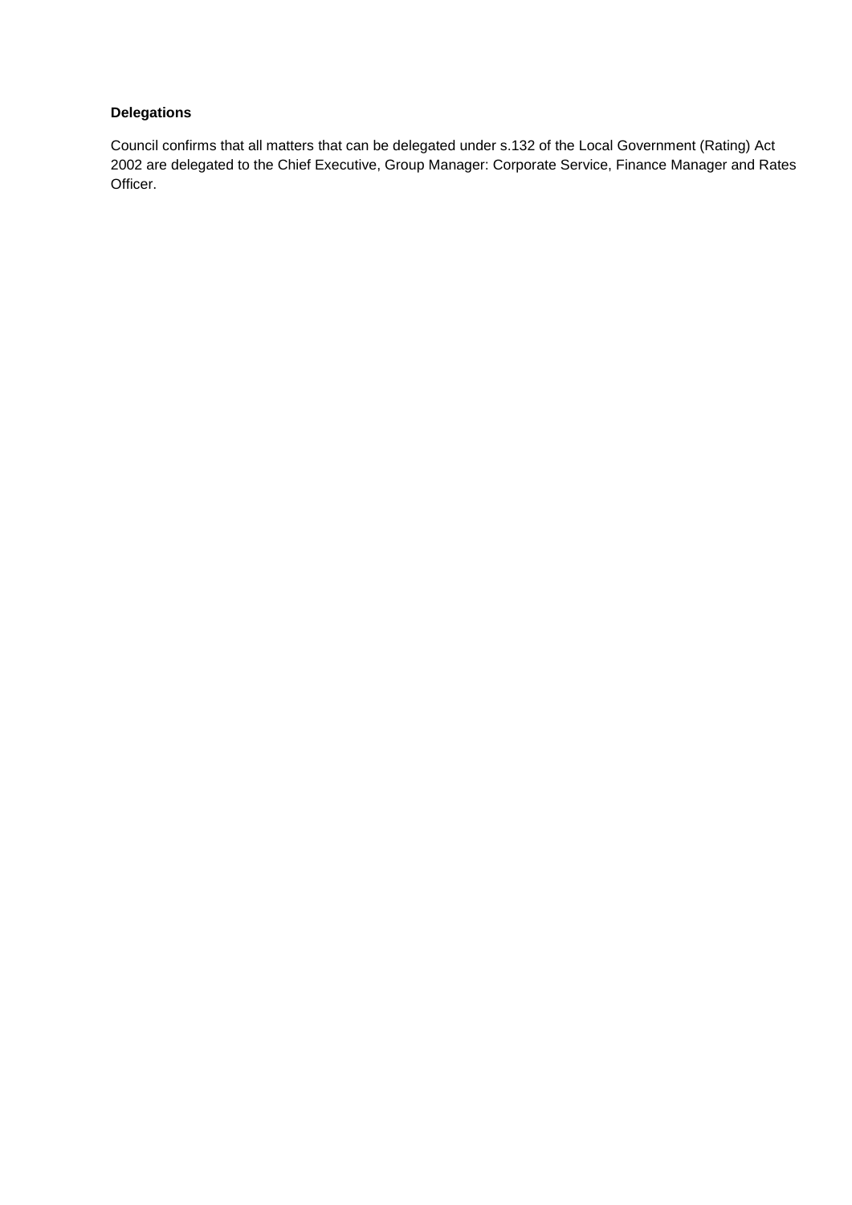**Delegations**

Council confirms that all matters that can be delegated under s.132 of the Local Government (Rating) Act 2002 are delegated to the Chief Executive, Group Manager: Corporate Service, Finance Manager and Rates Officer.